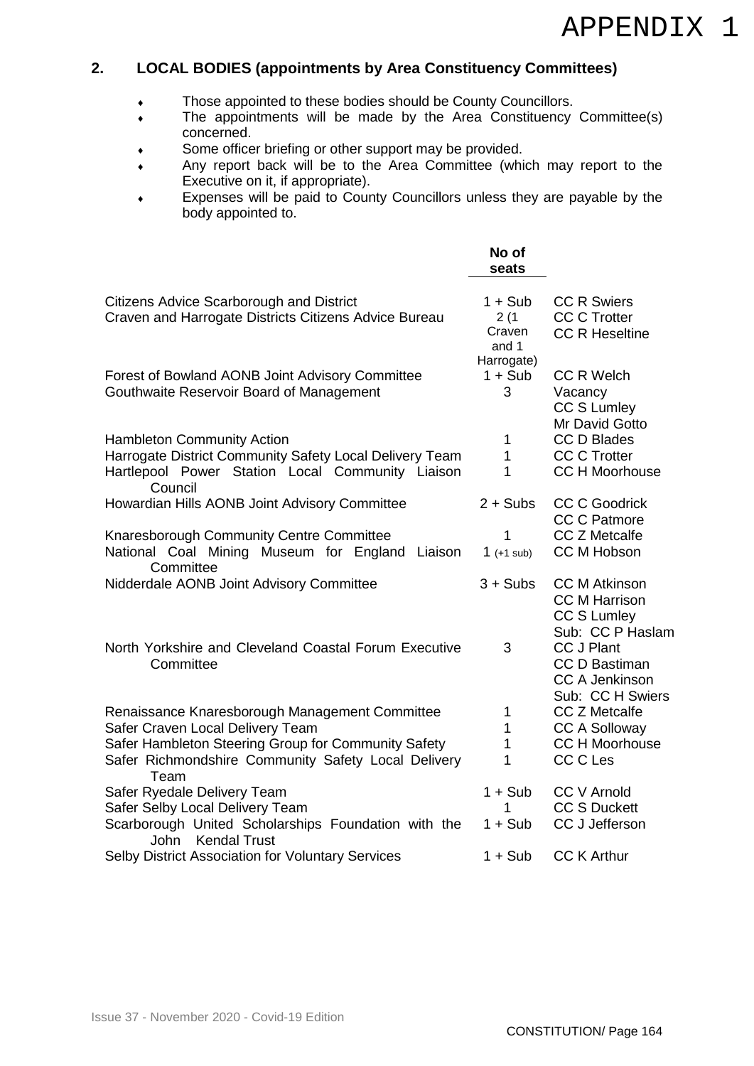# APPENDIX 1

## 2. LOCAL BODIES (appointments by Area Constituency Committees)

- Those appointed to these bodies should be County Councillors.
- The appointments will be made by the Area Constituency Committee(s) concerned.
- Some officer briefing or other support may be provided.
- Any report back will be to the Area Committee (which may report to the Executive on it, if appropriate).
- Expenses will be paid to County Councillors unless they are payable by the body appointed to.

| | No of seats | |
|---|---|---|
| Citizens Advice Scarborough and District | 1 + Sub | CC R Swiers |
| Craven and Harrogate Districts Citizens Advice Bureau | 2 (1 Craven and 1 Harrogate) | CC C Trotter<br>CC R Heseltine |
| Forest of Bowland AONB Joint Advisory Committee | 1 + Sub | CC R Welch |
| Gouthwaite Reservoir Board of Management | 3 | Vacancy<br>CC S Lumley<br>Mr David Gotto |
| Hambleton Community Action | 1 | CC D Blades |
| Harrogate District Community Safety Local Delivery Team | 1 | CC C Trotter |
| Hartlepool Power Station Local Community Liaison Council | 1 | CC H Moorhouse |
| Howardian Hills AONB Joint Advisory Committee | 2 + Subs | CC C Goodrick<br>CC C Patmore |
| Knaresborough Community Centre Committee | 1 | CC Z Metcalfe |
| National Coal Mining Museum for England Liaison Committee | 1 (+1 sub) | CC M Hobson |
| Nidderdale AONB Joint Advisory Committee | 3 + Subs | CC M Atkinson<br>CC M Harrison<br>CC S Lumley<br>Sub: CC P Haslam |
| North Yorkshire and Cleveland Coastal Forum Executive Committee | 3 | CC J Plant<br>CC D Bastiman<br>CC A Jenkinson<br>Sub: CC H Swiers |
| Renaissance Knaresborough Management Committee | 1 | CC Z Metcalfe |
| Safer Craven Local Delivery Team | 1 | CC A Solloway |
| Safer Hambleton Steering Group for Community Safety | 1 | CC H Moorhouse |
| Safer Richmondshire Community Safety Local Delivery Team | 1 | CC C Les |
| Safer Ryedale Delivery Team | 1 + Sub | CC V Arnold |
| Safer Selby Local Delivery Team | 1 | CC S Duckett |
| Scarborough United Scholarships Foundation with the John Kendal Trust | 1 + Sub | CC J Jefferson |
| Selby District Association for Voluntary Services | 1 + Sub | CC K Arthur |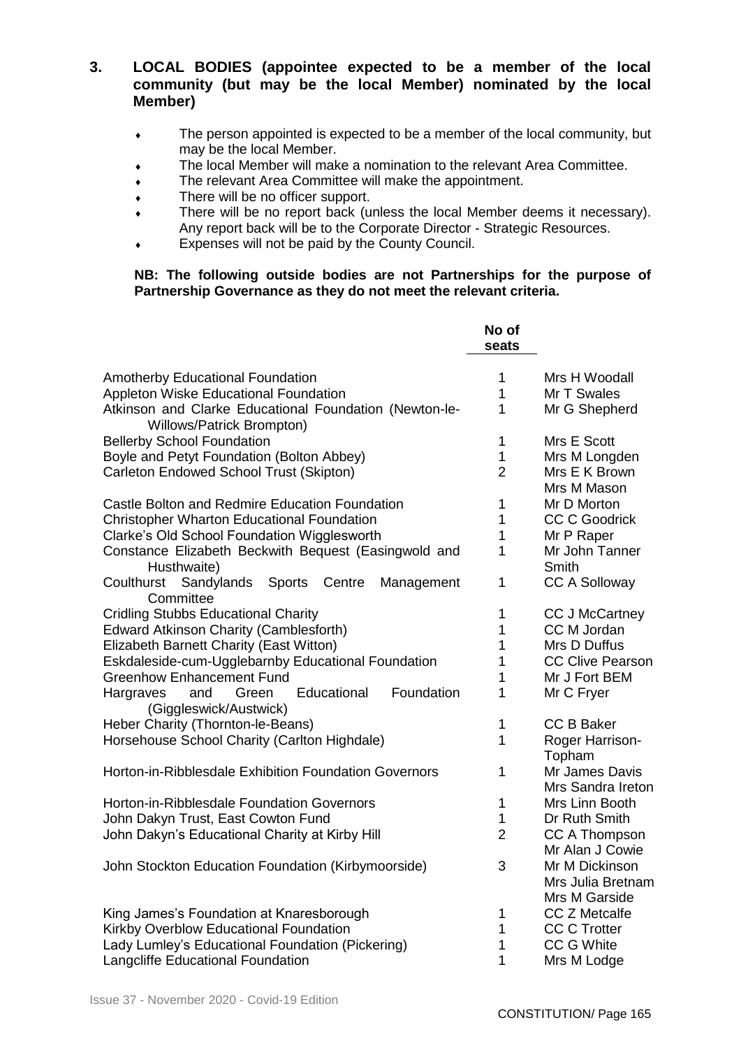## 3. LOCAL BODIES (appointee expected to be a member of the local community (but may be the local Member) nominated by the local Member)

- The person appointed is expected to be a member of the local community, but may be the local Member.
- The local Member will make a nomination to the relevant Area Committee.
- The relevant Area Committee will make the appointment.
- There will be no officer support.
- There will be no report back (unless the local Member deems it necessary). Any report back will be to the Corporate Director - Strategic Resources.
- Expenses will not be paid by the County Council.

**NB: The following outside bodies are not Partnerships for the purpose of Partnership Governance as they do not meet the relevant criteria.**

| | No of seats | |
|---|---|---|
| Amotherby Educational Foundation | 1 | Mrs H Woodall |
| Appleton Wiske Educational Foundation | 1 | Mr T Swales |
| Atkinson and Clarke Educational Foundation (Newton-le-Willows/Patrick Brompton) | 1 | Mr G Shepherd |
| Bellerby School Foundation | 1 | Mrs E Scott |
| Boyle and Petyt Foundation (Bolton Abbey) | 1 | Mrs M Longden |
| Carleton Endowed School Trust (Skipton) | 2 | Mrs E K Brown<br>Mrs M Mason |
| Castle Bolton and Redmire Education Foundation | 1 | Mr D Morton |
| Christopher Wharton Educational Foundation | 1 | CC C Goodrick |
| Clarke's Old School Foundation Wigglesworth | 1 | Mr P Raper |
| Constance Elizabeth Beckwith Bequest (Easingwold and Husthwaite) | 1 | Mr John Tanner Smith |
| Coulthurst Sandylands Sports Centre Management Committee | 1 | CC A Solloway |
| Cridling Stubbs Educational Charity | 1 | CC J McCartney |
| Edward Atkinson Charity (Camblesforth) | 1 | CC M Jordan |
| Elizabeth Barnett Charity (East Witton) | 1 | Mrs D Duffus |
| Eskdaleside-cum-Ugglebarnby Educational Foundation | 1 | CC Clive Pearson |
| Greenhow Enhancement Fund | 1 | Mr J Fort BEM |
| Hargraves and Green Educational Foundation (Giggleswick/Austwick) | 1 | Mr C Fryer |
| Heber Charity (Thornton-le-Beans) | 1 | CC B Baker |
| Horsehouse School Charity (Carlton Highdale) | 1 | Roger Harrison-Topham |
| Horton-in-Ribblesdale Exhibition Foundation Governors | 1 | Mr James Davis<br>Mrs Sandra Ireton |
| Horton-in-Ribblesdale Foundation Governors | 1 | Mrs Linn Booth |
| John Dakyn Trust, East Cowton Fund | 1 | Dr Ruth Smith |
| John Dakyn's Educational Charity at Kirby Hill | 2 | CC A Thompson<br>Mr Alan J Cowie |
| John Stockton Education Foundation (Kirbymoorside) | 3 | Mr M Dickinson<br>Mrs Julia Bretnam<br>Mrs M Garside |
| King James's Foundation at Knaresborough | 1 | CC Z Metcalfe |
| Kirkby Overblow Educational Foundation | 1 | CC C Trotter |
| Lady Lumley's Educational Foundation (Pickering) | 1 | CC G White |
| Langcliffe Educational Foundation | 1 | Mrs M Lodge |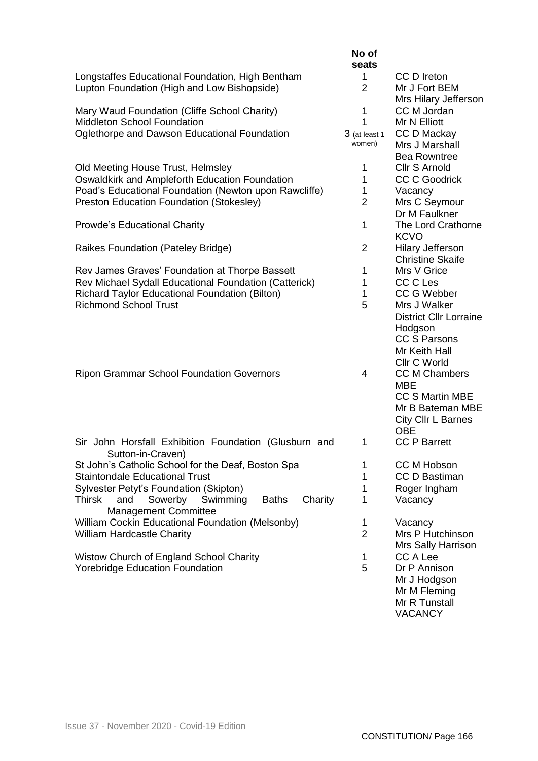| | No of seats | |
|---|---|---|
| Longstaffes Educational Foundation, High Bentham | 1 | CC D Ireton |
| Lupton Foundation (High and Low Bishopside) | 2 | Mr J Fort BEM<br>Mrs Hilary Jefferson |
| Mary Waud Foundation (Cliffe School Charity) | 1 | CC M Jordan |
| Middleton School Foundation | 1 | Mr N Elliott |
| Oglethorpe and Dawson Educational Foundation | 3 (at least 1 women) | CC D Mackay<br>Mrs J Marshall<br>Bea Rowntree |
| Old Meeting House Trust, Helmsley | 1 | Cllr S Arnold |
| Oswaldkirk and Ampleforth Education Foundation | 1 | CC C Goodrick |
| Poad's Educational Foundation (Newton upon Rawcliffe) | 1 | Vacancy |
| Preston Education Foundation (Stokesley) | 2 | Mrs C Seymour<br>Dr M Faulkner |
| Prowde's Educational Charity | 1 | The Lord Crathorne KCVO |
| Raikes Foundation (Pateley Bridge) | 2 | Hilary Jefferson<br>Christine Skaife |
| Rev James Graves' Foundation at Thorpe Bassett | 1 | Mrs V Grice |
| Rev Michael Sydall Educational Foundation (Catterick) | 1 | CC C Les |
| Richard Taylor Educational Foundation (Bilton) | 1 | CC G Webber |
| Richmond School Trust | 5 | Mrs J Walker<br>District Cllr Lorraine Hodgson<br>CC S Parsons<br>Mr Keith Hall<br>Cllr C World |
| Ripon Grammar School Foundation Governors | 4 | CC M Chambers MBE<br>CC S Martin MBE<br>Mr B Bateman MBE<br>City Cllr L Barnes OBE |
| Sir John Horsfall Exhibition Foundation (Glusburn and Sutton-in-Craven) | 1 | CC P Barrett |
| St John's Catholic School for the Deaf, Boston Spa | 1 | CC M Hobson |
| Staintondale Educational Trust | 1 | CC D Bastiman |
| Sylvester Petyt's Foundation (Skipton) | 1 | Roger Ingham |
| Thirsk and Sowerby Swimming Baths Charity Management Committee | 1 | Vacancy |
| William Cockin Educational Foundation (Melsonby) | 1 | Vacancy |
| William Hardcastle Charity | 2 | Mrs P Hutchinson<br>Mrs Sally Harrison |
| Wistow Church of England School Charity | 1 | CC A Lee |
| Yorebridge Education Foundation | 5 | Dr P Annison<br>Mr J Hodgson<br>Mr M Fleming<br>Mr R Tunstall<br>VACANCY |